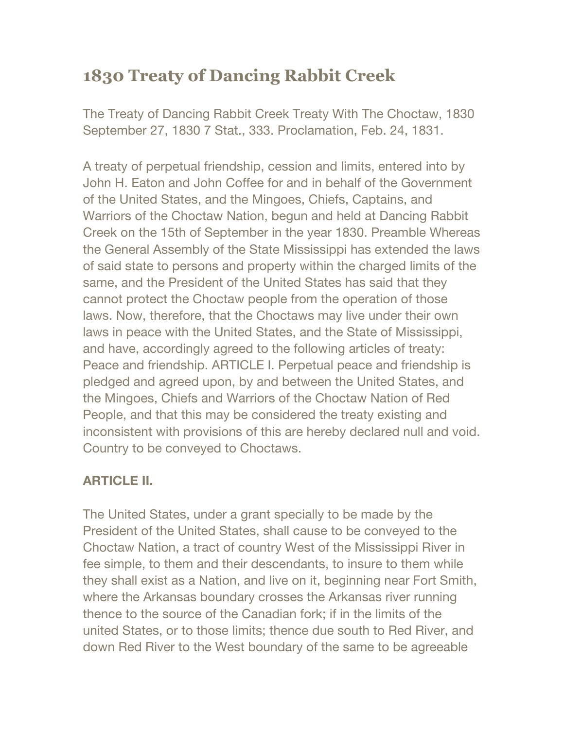# 1830 Treaty of Dancing Rabbit Creek

The Treaty of Dancing Rabbit Creek Treaty With The Choctaw, 1830 September 27, 1830 7 Stat., 333. Proclamation, Feb. 24, 1831.

A treaty of perpetual friendship, cession and limits, entered into by John H. Eaton and John Coffee for and in behalf of the Government of the United States, and the Mingoes, Chiefs, Captains, and Warriors of the Choctaw Nation, begun and held at Dancing Rabbit Creek on the 15th of September in the year 1830. Preamble Whereas the General Assembly of the State Mississippi has extended the laws of said state to persons and property within the charged limits of the same, and the President of the United States has said that they cannot protect the Choctaw people from the operation of those laws. Now, therefore, that the Choctaws may live under their own laws in peace with the United States, and the State of Mississippi, and have, accordingly agreed to the following articles of treaty: Peace and friendship. ARTICLE I. Perpetual peace and friendship is pledged and agreed upon, by and between the United States, and the Mingoes, Chiefs and Warriors of the Choctaw Nation of Red People, and that this may be considered the treaty existing and inconsistent with provisions of this are hereby declared null and void. Country to be conveyed to Choctaws.

**ARTICLE II.**

The United States, under a grant specially to be made by the President of the United States, shall cause to be conveyed to the Choctaw Nation, a tract of country West of the Mississippi River in fee simple, to them and their descendants, to insure to them while they shall exist as a Nation, and live on it, beginning near Fort Smith, where the Arkansas boundary crosses the Arkansas river running thence to the source of the Canadian fork; if in the limits of the united States, or to those limits; thence due south to Red River, and down Red River to the West boundary of the same to be agreeable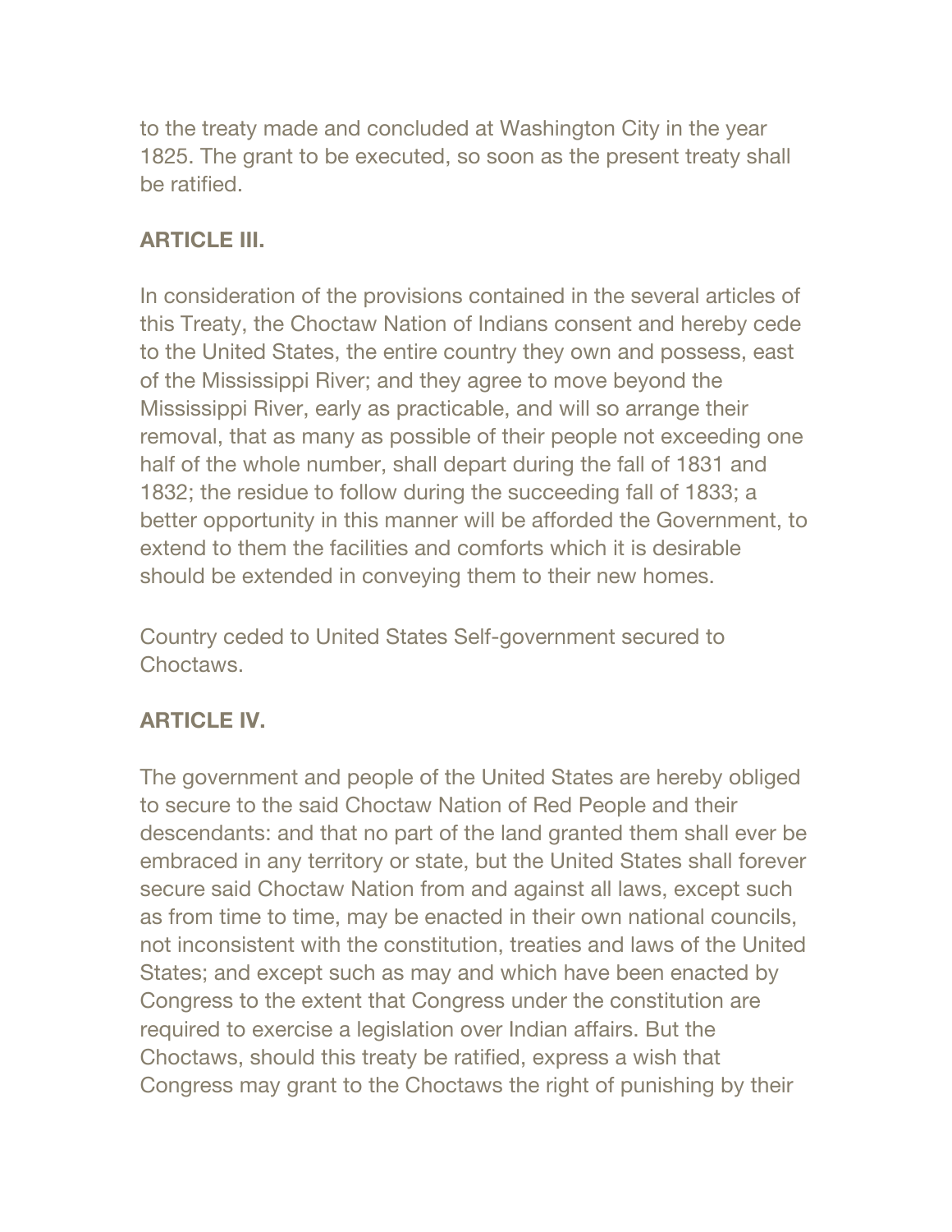to the treaty made and concluded at Washington City in the year 1825. The grant to be executed, so soon as the present treaty shall be ratified.

**ARTICLE III.**

In consideration of the provisions contained in the several articles of this Treaty, the Choctaw Nation of Indians consent and hereby cede to the United States, the entire country they own and possess, east of the Mississippi River; and they agree to move beyond the Mississippi River, early as practicable, and will so arrange their removal, that as many as possible of their people not exceeding one half of the whole number, shall depart during the fall of 1831 and 1832; the residue to follow during the succeeding fall of 1833; a better opportunity in this manner will be afforded the Government, to extend to them the facilities and comforts which it is desirable should be extended in conveying them to their new homes.

Country ceded to United States Self-government secured to Choctaws.

**ARTICLE IV.**

The government and people of the United States are hereby obliged to secure to the said Choctaw Nation of Red People and their descendants: and that no part of the land granted them shall ever be embraced in any territory or state, but the United States shall forever secure said Choctaw Nation from and against all laws, except such as from time to time, may be enacted in their own national councils, not inconsistent with the constitution, treaties and laws of the United States; and except such as may and which have been enacted by Congress to the extent that Congress under the constitution are required to exercise a legislation over Indian affairs. But the Choctaws, should this treaty be ratified, express a wish that Congress may grant to the Choctaws the right of punishing by their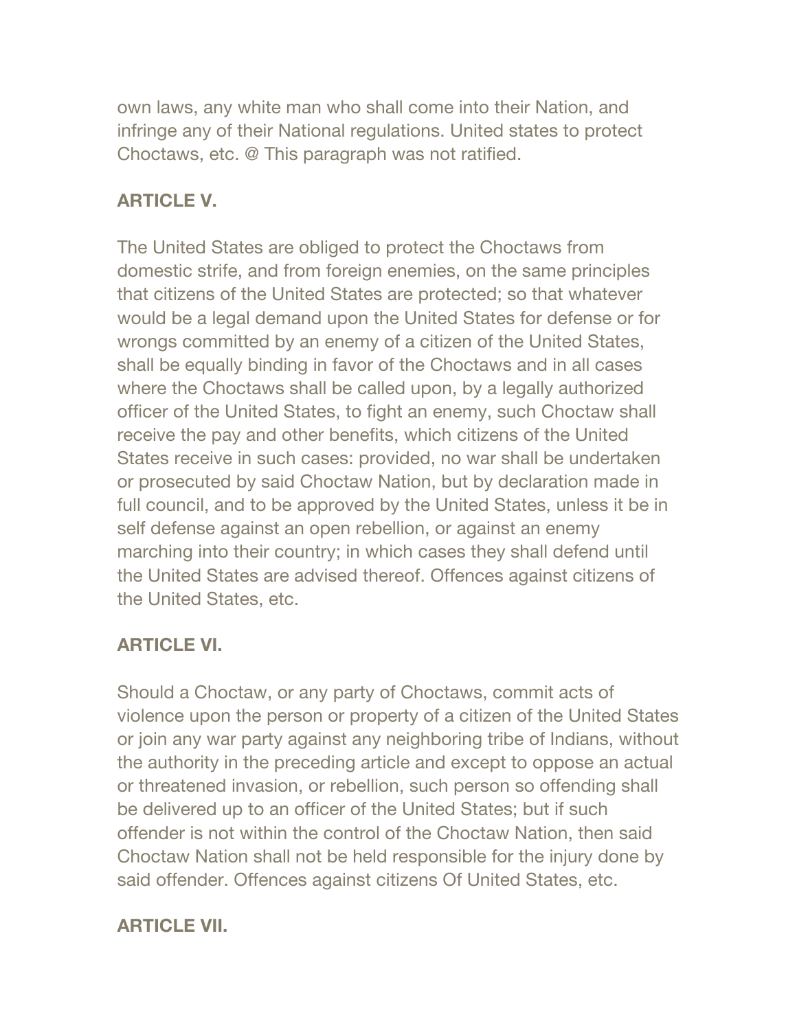own laws, any white man who shall come into their Nation, and infringe any of their National regulations. United states to protect Choctaws, etc. @ This paragraph was not ratified.

**ARTICLE V.**

The United States are obliged to protect the Choctaws from domestic strife, and from foreign enemies, on the same principles that citizens of the United States are protected; so that whatever would be a legal demand upon the United States for defense or for wrongs committed by an enemy of a citizen of the United States, shall be equally binding in favor of the Choctaws and in all cases where the Choctaws shall be called upon, by a legally authorized officer of the United States, to fight an enemy, such Choctaw shall receive the pay and other benefits, which citizens of the United States receive in such cases: provided, no war shall be undertaken or prosecuted by said Choctaw Nation, but by declaration made in full council, and to be approved by the United States, unless it be in self defense against an open rebellion, or against an enemy marching into their country; in which cases they shall defend until the United States are advised thereof. Offences against citizens of the United States, etc.

**ARTICLE VI.**

Should a Choctaw, or any party of Choctaws, commit acts of violence upon the person or property of a citizen of the United States or join any war party against any neighboring tribe of Indians, without the authority in the preceding article and except to oppose an actual or threatened invasion, or rebellion, such person so offending shall be delivered up to an officer of the United States; but if such offender is not within the control of the Choctaw Nation, then said Choctaw Nation shall not be held responsible for the injury done by said offender. Offences against citizens Of United States, etc.

**ARTICLE VII.**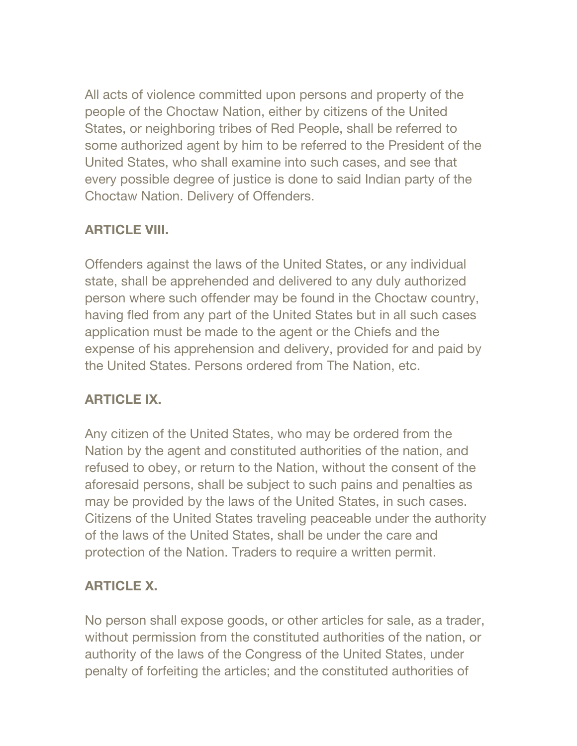All acts of violence committed upon persons and property of the people of the Choctaw Nation, either by citizens of the United States, or neighboring tribes of Red People, shall be referred to some authorized agent by him to be referred to the President of the United States, who shall examine into such cases, and see that every possible degree of justice is done to said Indian party of the Choctaw Nation. Delivery of Offenders.

**ARTICLE VIII.**

Offenders against the laws of the United States, or any individual state, shall be apprehended and delivered to any duly authorized person where such offender may be found in the Choctaw country, having fled from any part of the United States but in all such cases application must be made to the agent or the Chiefs and the expense of his apprehension and delivery, provided for and paid by the United States. Persons ordered from The Nation, etc.

**ARTICLE IX.**

Any citizen of the United States, who may be ordered from the Nation by the agent and constituted authorities of the nation, and refused to obey, or return to the Nation, without the consent of the aforesaid persons, shall be subject to such pains and penalties as may be provided by the laws of the United States, in such cases. Citizens of the United States traveling peaceable under the authority of the laws of the United States, shall be under the care and protection of the Nation. Traders to require a written permit.

**ARTICLE X.**

No person shall expose goods, or other articles for sale, as a trader, without permission from the constituted authorities of the nation, or authority of the laws of the Congress of the United States, under penalty of forfeiting the articles; and the constituted authorities of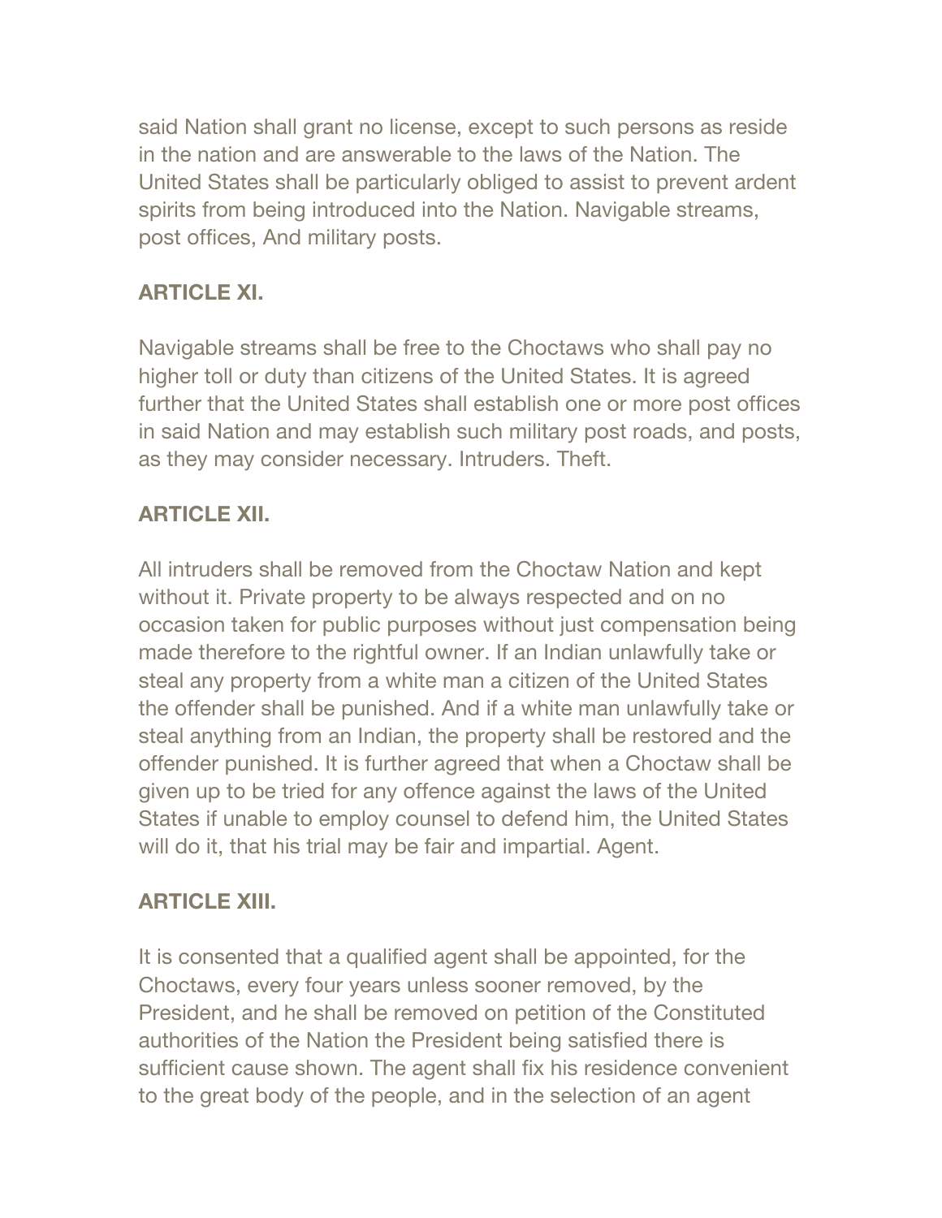said Nation shall grant no license, except to such persons as reside in the nation and are answerable to the laws of the Nation. The United States shall be particularly obliged to assist to prevent ardent spirits from being introduced into the Nation. Navigable streams, post offices, And military posts.

**ARTICLE XI.**

Navigable streams shall be free to the Choctaws who shall pay no higher toll or duty than citizens of the United States. It is agreed further that the United States shall establish one or more post offices in said Nation and may establish such military post roads, and posts, as they may consider necessary. Intruders. Theft.

**ARTICLE XII.**

All intruders shall be removed from the Choctaw Nation and kept without it. Private property to be always respected and on no occasion taken for public purposes without just compensation being made therefore to the rightful owner. If an Indian unlawfully take or steal any property from a white man a citizen of the United States the offender shall be punished. And if a white man unlawfully take or steal anything from an Indian, the property shall be restored and the offender punished. It is further agreed that when a Choctaw shall be given up to be tried for any offence against the laws of the United States if unable to employ counsel to defend him, the United States will do it, that his trial may be fair and impartial. Agent.

**ARTICLE XIII.**

It is consented that a qualified agent shall be appointed, for the Choctaws, every four years unless sooner removed, by the President, and he shall be removed on petition of the Constituted authorities of the Nation the President being satisfied there is sufficient cause shown. The agent shall fix his residence convenient to the great body of the people, and in the selection of an agent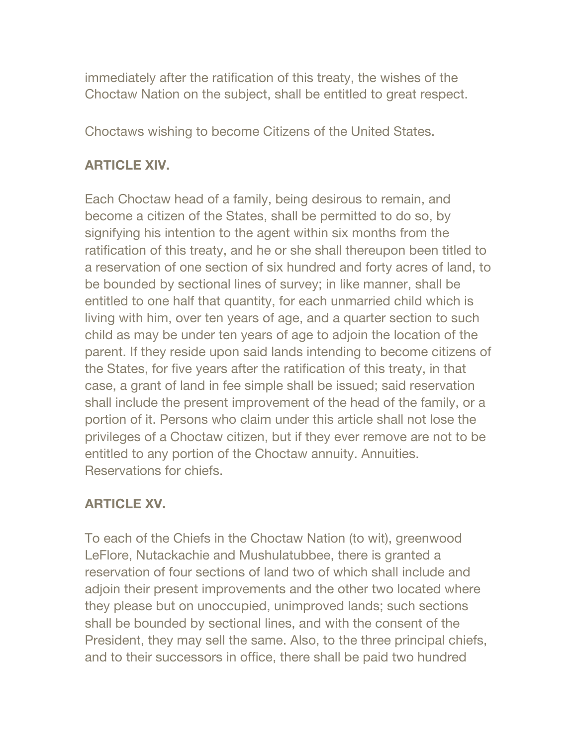immediately after the ratification of this treaty, the wishes of the Choctaw Nation on the subject, shall be entitled to great respect.

Choctaws wishing to become Citizens of the United States.

**ARTICLE XIV.**

Each Choctaw head of a family, being desirous to remain, and become a citizen of the States, shall be permitted to do so, by signifying his intention to the agent within six months from the ratification of this treaty, and he or she shall thereupon been titled to a reservation of one section of six hundred and forty acres of land, to be bounded by sectional lines of survey; in like manner, shall be entitled to one half that quantity, for each unmarried child which is living with him, over ten years of age, and a quarter section to such child as may be under ten years of age to adjoin the location of the parent. If they reside upon said lands intending to become citizens of the States, for five years after the ratification of this treaty, in that case, a grant of land in fee simple shall be issued; said reservation shall include the present improvement of the head of the family, or a portion of it. Persons who claim under this article shall not lose the privileges of a Choctaw citizen, but if they ever remove are not to be entitled to any portion of the Choctaw annuity. Annuities. Reservations for chiefs.

**ARTICLE XV.**

To each of the Chiefs in the Choctaw Nation (to wit), greenwood LeFlore, Nutackachie and Mushulatubbee, there is granted a reservation of four sections of land two of which shall include and adjoin their present improvements and the other two located where they please but on unoccupied, unimproved lands; such sections shall be bounded by sectional lines, and with the consent of the President, they may sell the same. Also, to the three principal chiefs, and to their successors in office, there shall be paid two hundred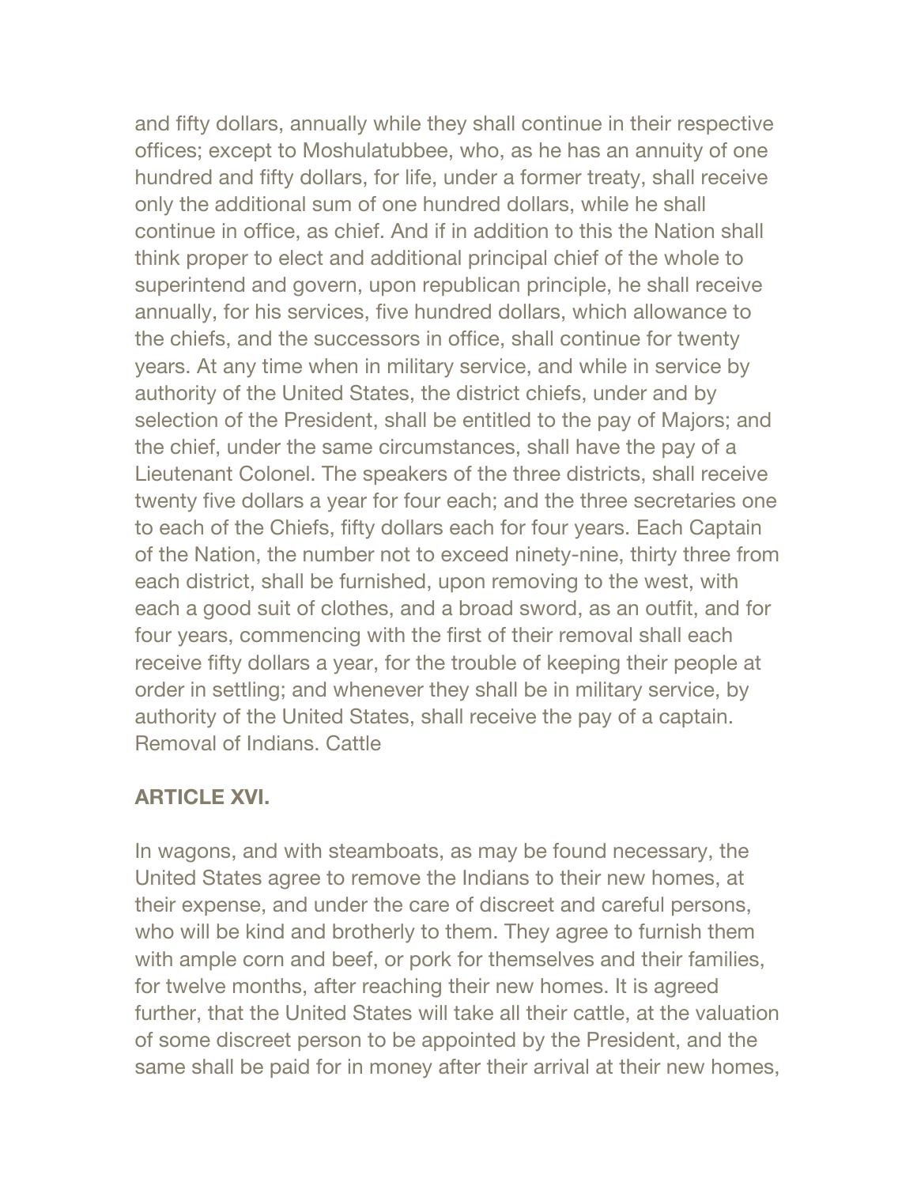and fifty dollars, annually while they shall continue in their respective offices; except to Moshulatubbee, who, as he has an annuity of one hundred and fifty dollars, for life, under a former treaty, shall receive only the additional sum of one hundred dollars, while he shall continue in office, as chief. And if in addition to this the Nation shall think proper to elect and additional principal chief of the whole to superintend and govern, upon republican principle, he shall receive annually, for his services, five hundred dollars, which allowance to the chiefs, and the successors in office, shall continue for twenty years. At any time when in military service, and while in service by authority of the United States, the district chiefs, under and by selection of the President, shall be entitled to the pay of Majors; and the chief, under the same circumstances, shall have the pay of a Lieutenant Colonel. The speakers of the three districts, shall receive twenty five dollars a year for four each; and the three secretaries one to each of the Chiefs, fifty dollars each for four years. Each Captain of the Nation, the number not to exceed ninety-nine, thirty three from each district, shall be furnished, upon removing to the west, with each a good suit of clothes, and a broad sword, as an outfit, and for four years, commencing with the first of their removal shall each receive fifty dollars a year, for the trouble of keeping their people at order in settling; and whenever they shall be in military service, by authority of the United States, shall receive the pay of a captain. Removal of Indians. Cattle

**ARTICLE XVI.**

In wagons, and with steamboats, as may be found necessary, the United States agree to remove the Indians to their new homes, at their expense, and under the care of discreet and careful persons, who will be kind and brotherly to them. They agree to furnish them with ample corn and beef, or pork for themselves and their families, for twelve months, after reaching their new homes. It is agreed further, that the United States will take all their cattle, at the valuation of some discreet person to be appointed by the President, and the same shall be paid for in money after their arrival at their new homes,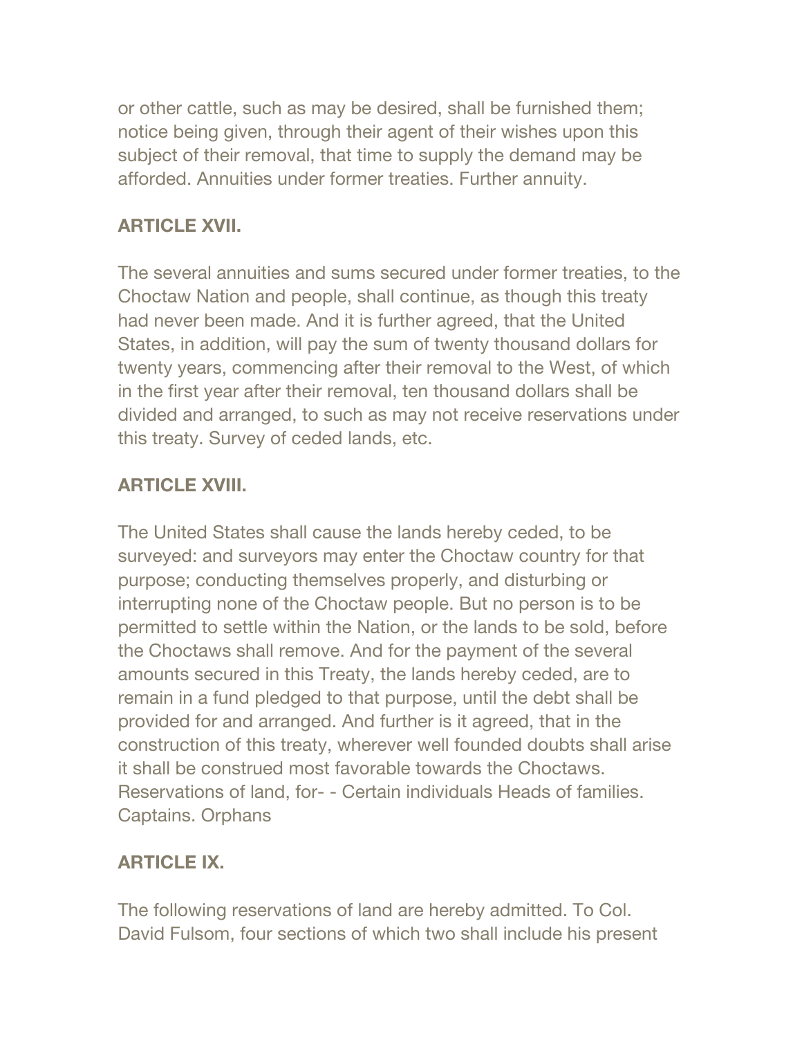or other cattle, such as may be desired, shall be furnished them; notice being given, through their agent of their wishes upon this subject of their removal, that time to supply the demand may be afforded. Annuities under former treaties. Further annuity.

**ARTICLE XVII.**

The several annuities and sums secured under former treaties, to the Choctaw Nation and people, shall continue, as though this treaty had never been made. And it is further agreed, that the United States, in addition, will pay the sum of twenty thousand dollars for twenty years, commencing after their removal to the West, of which in the first year after their removal, ten thousand dollars shall be divided and arranged, to such as may not receive reservations under this treaty. Survey of ceded lands, etc.

**ARTICLE XVIII.**

The United States shall cause the lands hereby ceded, to be surveyed: and surveyors may enter the Choctaw country for that purpose; conducting themselves properly, and disturbing or interrupting none of the Choctaw people. But no person is to be permitted to settle within the Nation, or the lands to be sold, before the Choctaws shall remove. And for the payment of the several amounts secured in this Treaty, the lands hereby ceded, are to remain in a fund pledged to that purpose, until the debt shall be provided for and arranged. And further is it agreed, that in the construction of this treaty, wherever well founded doubts shall arise it shall be construed most favorable towards the Choctaws. Reservations of land, for- - Certain individuals Heads of families. Captains. Orphans

**ARTICLE IX.**

The following reservations of land are hereby admitted. To Col. David Fulsom, four sections of which two shall include his present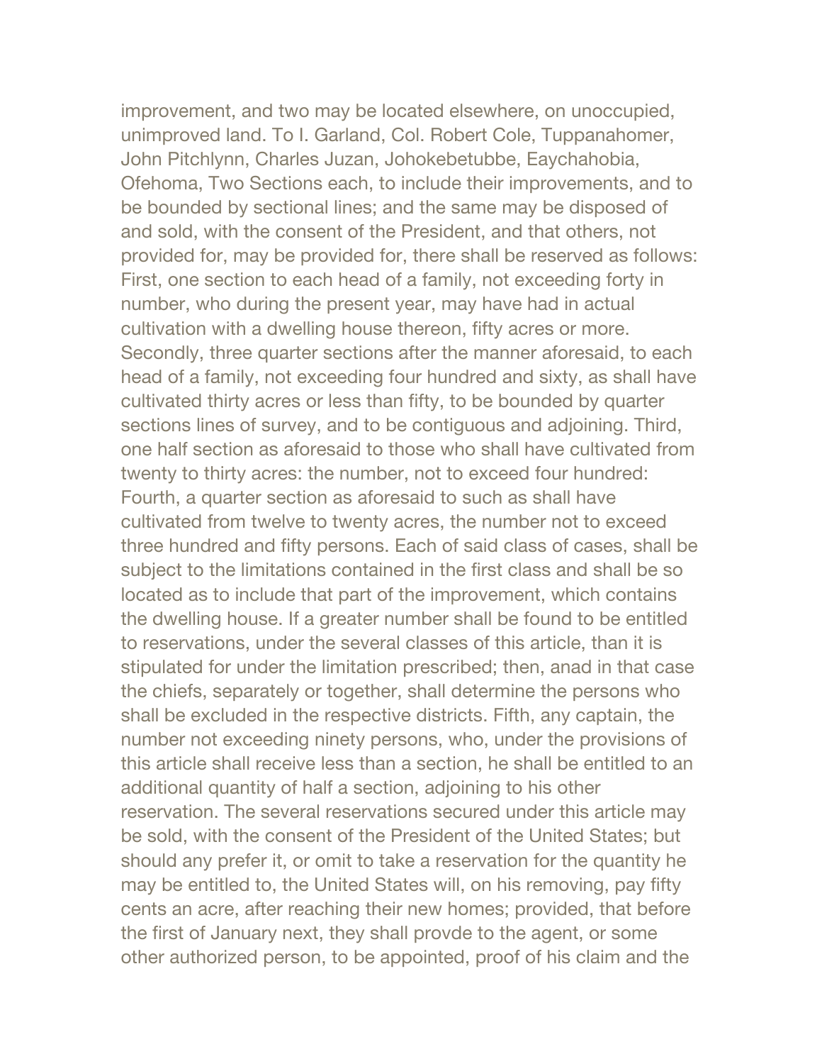improvement, and two may be located elsewhere, on unoccupied, unimproved land. To I. Garland, Col. Robert Cole, Tuppanahomer, John Pitchlynn, Charles Juzan, Johokebetubbe, Eaychahobia, Ofehoma, Two Sections each, to include their improvements, and to be bounded by sectional lines; and the same may be disposed of and sold, with the consent of the President, and that others, not provided for, may be provided for, there shall be reserved as follows: First, one section to each head of a family, not exceeding forty in number, who during the present year, may have had in actual cultivation with a dwelling house thereon, fifty acres or more. Secondly, three quarter sections after the manner aforesaid, to each head of a family, not exceeding four hundred and sixty, as shall have cultivated thirty acres or less than fifty, to be bounded by quarter sections lines of survey, and to be contiguous and adjoining. Third, one half section as aforesaid to those who shall have cultivated from twenty to thirty acres: the number, not to exceed four hundred: Fourth, a quarter section as aforesaid to such as shall have cultivated from twelve to twenty acres, the number not to exceed three hundred and fifty persons. Each of said class of cases, shall be subject to the limitations contained in the first class and shall be so located as to include that part of the improvement, which contains the dwelling house. If a greater number shall be found to be entitled to reservations, under the several classes of this article, than it is stipulated for under the limitation prescribed; then, anad in that case the chiefs, separately or together, shall determine the persons who shall be excluded in the respective districts. Fifth, any captain, the number not exceeding ninety persons, who, under the provisions of this article shall receive less than a section, he shall be entitled to an additional quantity of half a section, adjoining to his other reservation. The several reservations secured under this article may be sold, with the consent of the President of the United States; but should any prefer it, or omit to take a reservation for the quantity he may be entitled to, the United States will, on his removing, pay fifty cents an acre, after reaching their new homes; provided, that before the first of January next, they shall provde to the agent, or some other authorized person, to be appointed, proof of his claim and the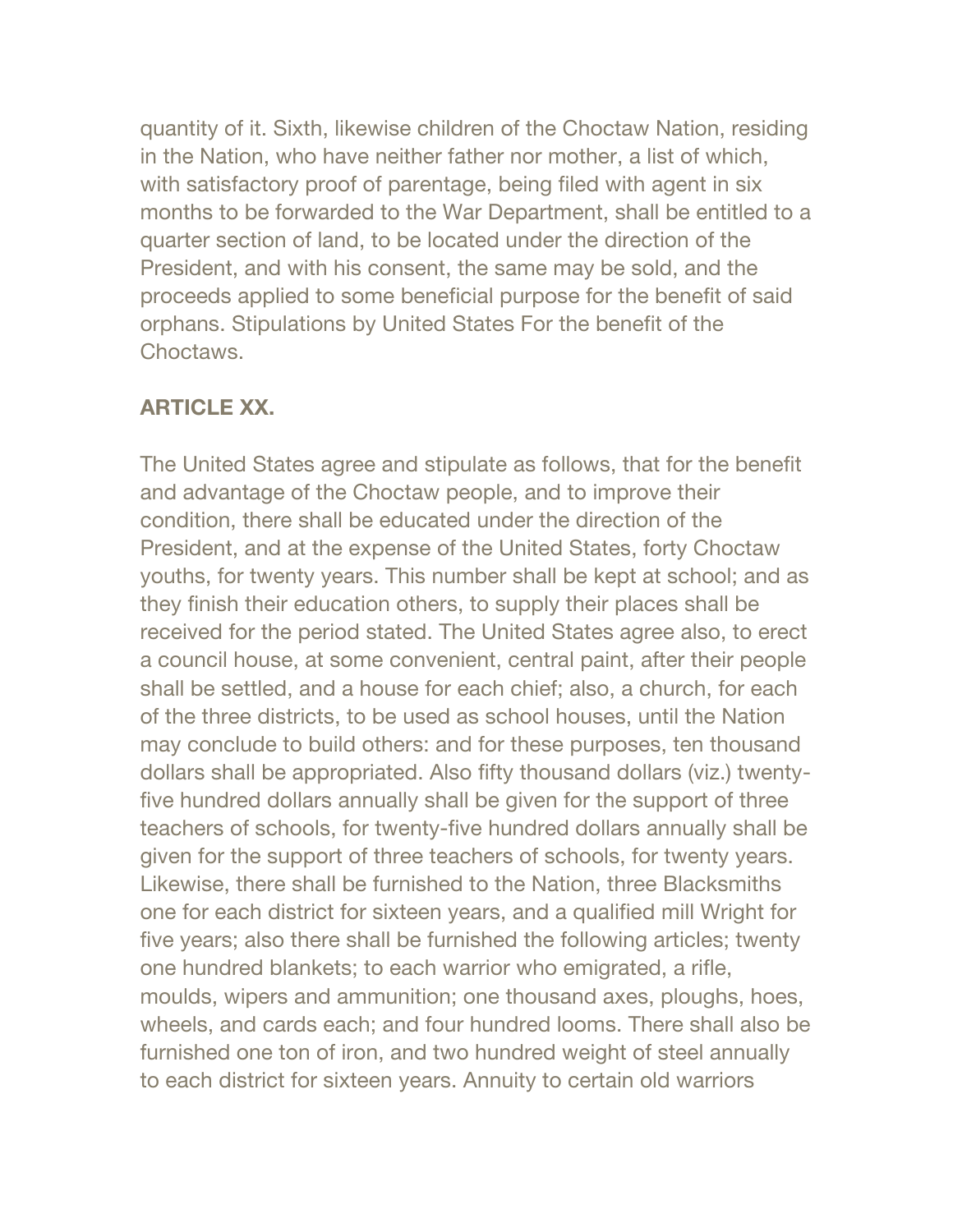quantity of it. Sixth, likewise children of the Choctaw Nation, residing in the Nation, who have neither father nor mother, a list of which, with satisfactory proof of parentage, being filed with agent in six months to be forwarded to the War Department, shall be entitled to a quarter section of land, to be located under the direction of the President, and with his consent, the same may be sold, and the proceeds applied to some beneficial purpose for the benefit of said orphans. Stipulations by United States For the benefit of the Choctaws.

**ARTICLE XX.**

The United States agree and stipulate as follows, that for the benefit and advantage of the Choctaw people, and to improve their condition, there shall be educated under the direction of the President, and at the expense of the United States, forty Choctaw youths, for twenty years. This number shall be kept at school; and as they finish their education others, to supply their places shall be received for the period stated. The United States agree also, to erect a council house, at some convenient, central paint, after their people shall be settled, and a house for each chief; also, a church, for each of the three districts, to be used as school houses, until the Nation may conclude to build others: and for these purposes, ten thousand dollars shall be appropriated. Also fifty thousand dollars (viz.) twenty-five hundred dollars annually shall be given for the support of three teachers of schools, for twenty-five hundred dollars annually shall be given for the support of three teachers of schools, for twenty years. Likewise, there shall be furnished to the Nation, three Blacksmiths one for each district for sixteen years, and a qualified mill Wright for five years; also there shall be furnished the following articles; twenty one hundred blankets; to each warrior who emigrated, a rifle, moulds, wipers and ammunition; one thousand axes, ploughs, hoes, wheels, and cards each; and four hundred looms. There shall also be furnished one ton of iron, and two hundred weight of steel annually to each district for sixteen years. Annuity to certain old warriors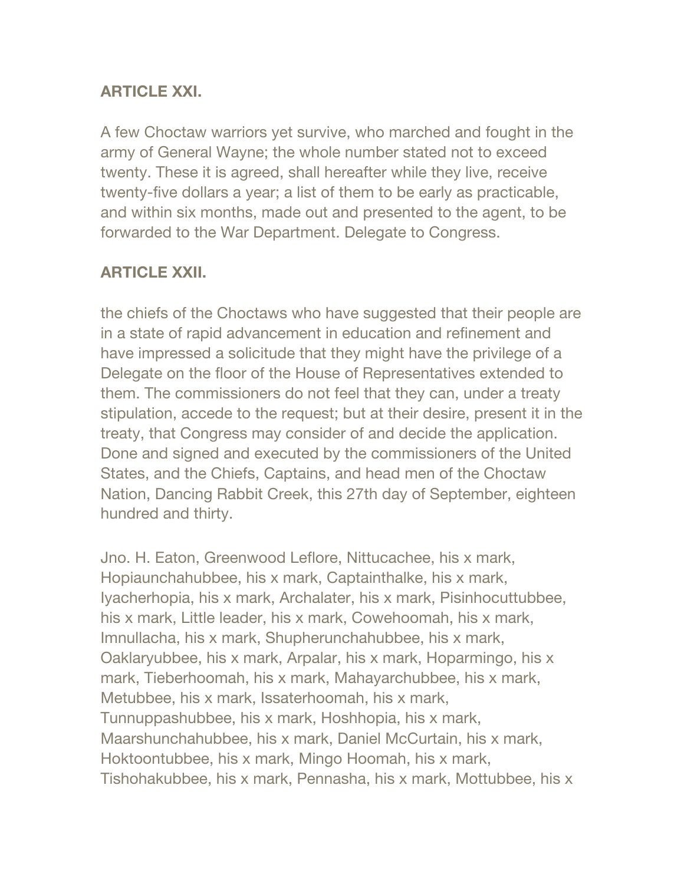### ARTICLE XXI.

A few Choctaw warriors yet survive, who marched and fought in the army of General Wayne; the whole number stated not to exceed twenty. These it is agreed, shall hereafter while they live, receive twenty-five dollars a year; a list of them to be early as practicable, and within six months, made out and presented to the agent, to be forwarded to the War Department. Delegate to Congress.

### ARTICLE XXII.

the chiefs of the Choctaws who have suggested that their people are in a state of rapid advancement in education and refinement and have impressed a solicitude that they might have the privilege of a Delegate on the floor of the House of Representatives extended to them. The commissioners do not feel that they can, under a treaty stipulation, accede to the request; but at their desire, present it in the treaty, that Congress may consider of and decide the application. Done and signed and executed by the commissioners of the United States, and the Chiefs, Captains, and head men of the Choctaw Nation, Dancing Rabbit Creek, this 27th day of September, eighteen hundred and thirty.

Jno. H. Eaton, Greenwood Leflore, Nittucachee, his x mark, Hopiaunchahubbee, his x mark, Captainthalke, his x mark, Iyacherhopia, his x mark, Archalater, his x mark, Pisinhocuttubbee, his x mark, Little leader, his x mark, Cowehoomah, his x mark, Imnullacha, his x mark, Shupherunchahubbee, his x mark, Oaklaryubbee, his x mark, Arpalar, his x mark, Hoparmingo, his x mark, Tieberhoomah, his x mark, Mahayarchubbee, his x mark, Metubbee, his x mark, Issaterhoomah, his x mark, Tunnuppashubbee, his x mark, Hoshhopia, his x mark, Maarshunchahubbee, his x mark, Daniel McCurtain, his x mark, Hoktoontubbee, his x mark, Mingo Hoomah, his x mark, Tishohakubbee, his x mark, Pennasha, his x mark, Mottubbee, his x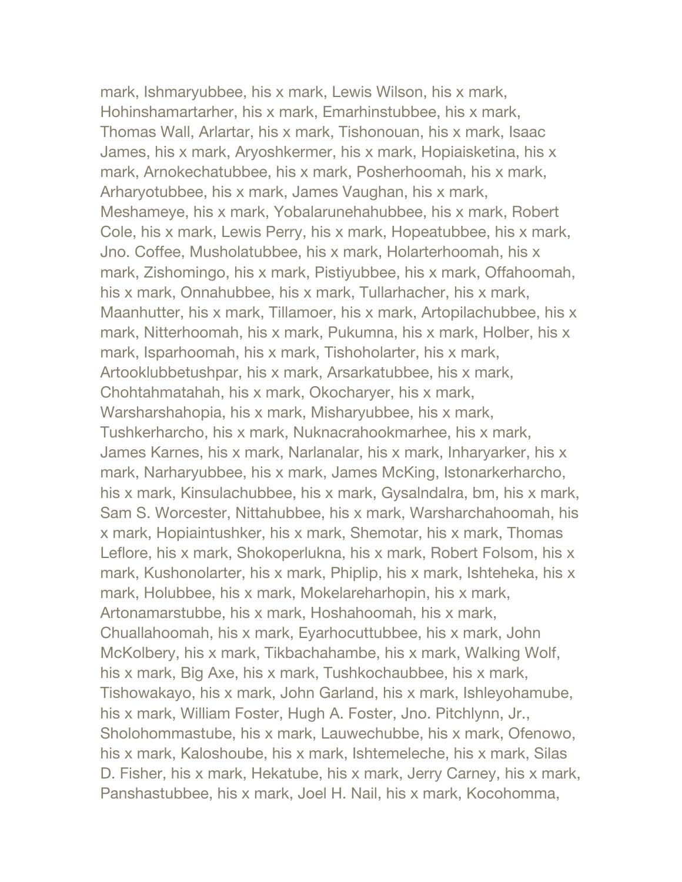mark, Ishmaryubbee, his x mark, Lewis Wilson, his x mark, Hohinshamartarher, his x mark, Emarhinstubbee, his x mark, Thomas Wall, Arlartar, his x mark, Tishonouan, his x mark, Isaac James, his x mark, Aryoshkermer, his x mark, Hopiaisketina, his x mark, Arnokechatubbee, his x mark, Posherhoomah, his x mark, Arharyotubbee, his x mark, James Vaughan, his x mark, Meshameye, his x mark, Yobalarunehahubbee, his x mark, Robert Cole, his x mark, Lewis Perry, his x mark, Hopeatubbee, his x mark, Jno. Coffee, Musholatubbee, his x mark, Holarterhoomah, his x mark, Zishomingo, his x mark, Pistiyubbee, his x mark, Offahoomah, his x mark, Onnahubbee, his x mark, Tullarhacher, his x mark, Maanhutter, his x mark, Tillamoer, his x mark, Artopilachubbee, his x mark, Nitterhoomah, his x mark, Pukumna, his x mark, Holber, his x mark, Isparhoomah, his x mark, Tishoholarter, his x mark, Artooklubbetushpar, his x mark, Arsarkatubbee, his x mark, Chohtahmatahah, his x mark, Okocharyer, his x mark, Warsharshahopia, his x mark, Misharyubbee, his x mark, Tushkerharcho, his x mark, Nuknacrahookmarhee, his x mark, James Karnes, his x mark, Narlanalar, his x mark, Inharyarker, his x mark, Narharyubbee, his x mark, James McKing, Istonarkerharcho, his x mark, Kinsulachubbee, his x mark, Gysalndalra, bm, his x mark, Sam S. Worcester, Nittahubbee, his x mark, Warsharchahoomah, his x mark, Hopiaintushker, his x mark, Shemotar, his x mark, Thomas Leflore, his x mark, Shokoperlukna, his x mark, Robert Folsom, his x mark, Kushonolarter, his x mark, Phiplip, his x mark, Ishteheka, his x mark, Holubbee, his x mark, Mokelareharhopin, his x mark, Artonamarstubbe, his x mark, Hoshahoomah, his x mark, Chuallahoomah, his x mark, Eyarhocuttubbee, his x mark, John McKolbery, his x mark, Tikbachahambe, his x mark, Walking Wolf, his x mark, Big Axe, his x mark, Tushkochaubbee, his x mark, Tishowakayo, his x mark, John Garland, his x mark, Ishleyohamube, his x mark, William Foster, Hugh A. Foster, Jno. Pitchlynn, Jr., Sholohommastube, his x mark, Lauwechubbe, his x mark, Ofenowo, his x mark, Kaloshoube, his x mark, Ishtemeleche, his x mark, Silas D. Fisher, his x mark, Hekatube, his x mark, Jerry Carney, his x mark, Panshastubbee, his x mark, Joel H. Nail, his x mark, Kocohomma,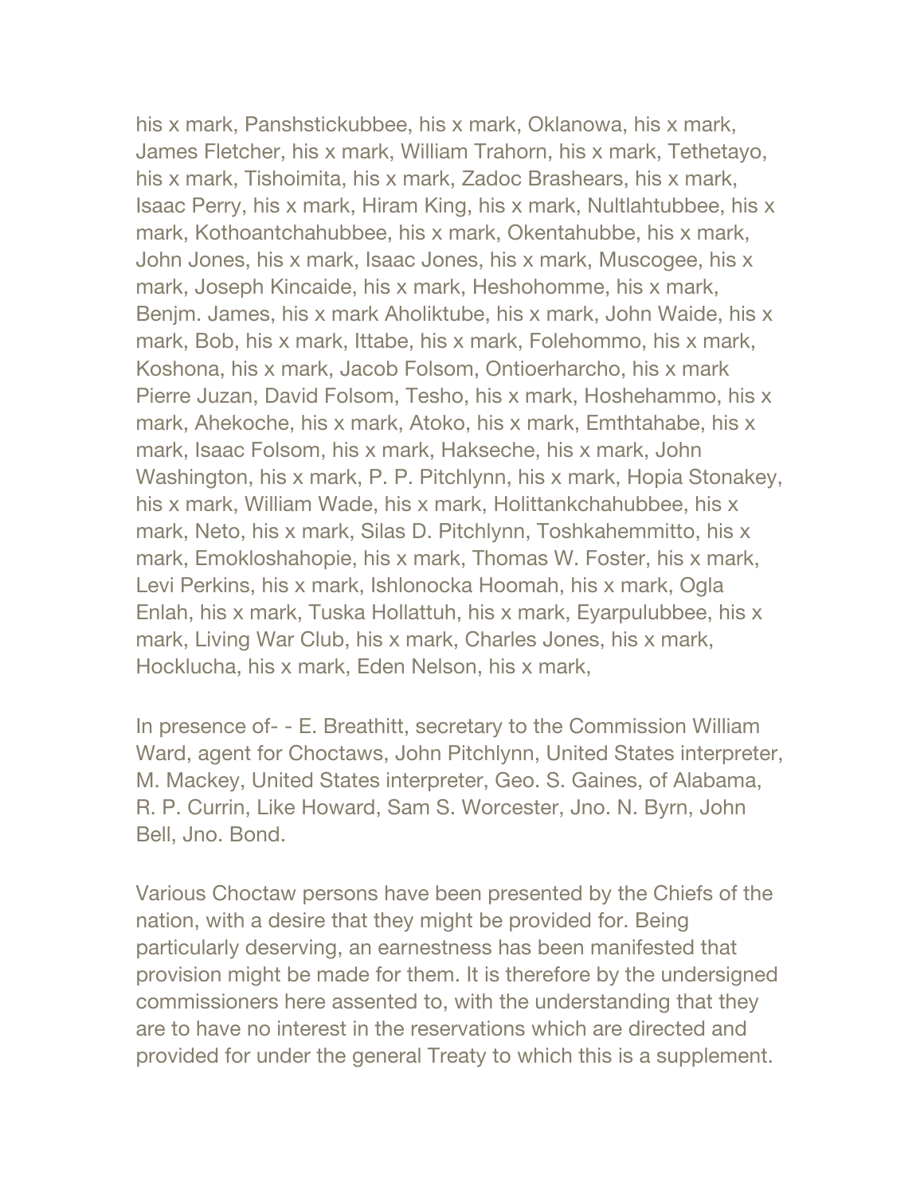his x mark, Panshstickubbee, his x mark, Oklanowa, his x mark, James Fletcher, his x mark, William Trahorn, his x mark, Tethetayo, his x mark, Tishoimita, his x mark, Zadoc Brashears, his x mark, Isaac Perry, his x mark, Hiram King, his x mark, Nultlahtubbee, his x mark, Kothoantchahubbee, his x mark, Okentahubbe, his x mark, John Jones, his x mark, Isaac Jones, his x mark, Muscogee, his x mark, Joseph Kincaide, his x mark, Heshohomme, his x mark, Benjm. James, his x mark Aholiktube, his x mark, John Waide, his x mark, Bob, his x mark, Ittabe, his x mark, Folehommo, his x mark, Koshona, his x mark, Jacob Folsom, Ontioerharcho, his x mark Pierre Juzan, David Folsom, Tesho, his x mark, Hoshehammo, his x mark, Ahekoche, his x mark, Atoko, his x mark, Emthtahabe, his x mark, Isaac Folsom, his x mark, Hakseche, his x mark, John Washington, his x mark, P. P. Pitchlynn, his x mark, Hopia Stonakey, his x mark, William Wade, his x mark, Holittankchahubbee, his x mark, Neto, his x mark, Silas D. Pitchlynn, Toshkahemmitto, his x mark, Emokloshahopie, his x mark, Thomas W. Foster, his x mark, Levi Perkins, his x mark, Ishlonocka Hoomah, his x mark, Ogla Enlah, his x mark, Tuska Hollattuh, his x mark, Eyarpulubbee, his x mark, Living War Club, his x mark, Charles Jones, his x mark, Hocklucha, his x mark, Eden Nelson, his x mark,

In presence of- - E. Breathitt, secretary to the Commission William Ward, agent for Choctaws, John Pitchlynn, United States interpreter, M. Mackey, United States interpreter, Geo. S. Gaines, of Alabama, R. P. Currin, Like Howard, Sam S. Worcester, Jno. N. Byrn, John Bell, Jno. Bond.

Various Choctaw persons have been presented by the Chiefs of the nation, with a desire that they might be provided for. Being particularly deserving, an earnestness has been manifested that provision might be made for them. It is therefore by the undersigned commissioners here assented to, with the understanding that they are to have no interest in the reservations which are directed and provided for under the general Treaty to which this is a supplement.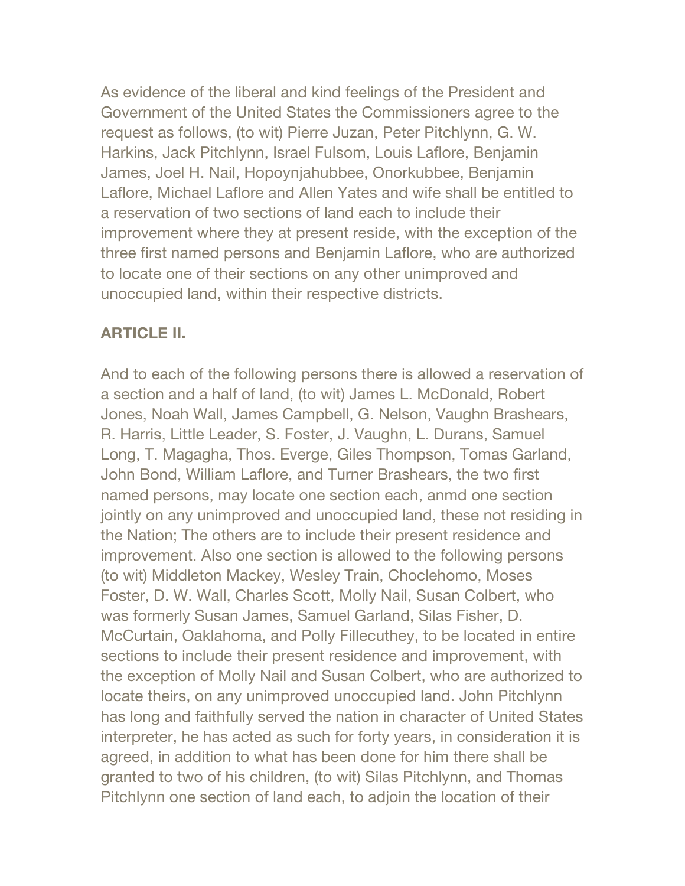As evidence of the liberal and kind feelings of the President and Government of the United States the Commissioners agree to the request as follows, (to wit) Pierre Juzan, Peter Pitchlynn, G. W. Harkins, Jack Pitchlynn, Israel Fulsom, Louis Laflore, Benjamin James, Joel H. Nail, Hopoynjahubbee, Onorkubbee, Benjamin Laflore, Michael Laflore and Allen Yates and wife shall be entitled to a reservation of two sections of land each to include their improvement where they at present reside, with the exception of the three first named persons and Benjamin Laflore, who are authorized to locate one of their sections on any other unimproved and unoccupied land, within their respective districts.

**ARTICLE II.**

And to each of the following persons there is allowed a reservation of a section and a half of land, (to wit) James L. McDonald, Robert Jones, Noah Wall, James Campbell, G. Nelson, Vaughn Brashears, R. Harris, Little Leader, S. Foster, J. Vaughn, L. Durans, Samuel Long, T. Magagha, Thos. Everge, Giles Thompson, Tomas Garland, John Bond, William Laflore, and Turner Brashears, the two first named persons, may locate one section each, anmd one section jointly on any unimproved and unoccupied land, these not residing in the Nation; The others are to include their present residence and improvement. Also one section is allowed to the following persons (to wit) Middleton Mackey, Wesley Train, Choclehomo, Moses Foster, D. W. Wall, Charles Scott, Molly Nail, Susan Colbert, who was formerly Susan James, Samuel Garland, Silas Fisher, D. McCurtain, Oaklahoma, and Polly Fillecuthey, to be located in entire sections to include their present residence and improvement, with the exception of Molly Nail and Susan Colbert, who are authorized to locate theirs, on any unimproved unoccupied land. John Pitchlynn has long and faithfully served the nation in character of United States interpreter, he has acted as such for forty years, in consideration it is agreed, in addition to what has been done for him there shall be granted to two of his children, (to wit) Silas Pitchlynn, and Thomas Pitchlynn one section of land each, to adjoin the location of their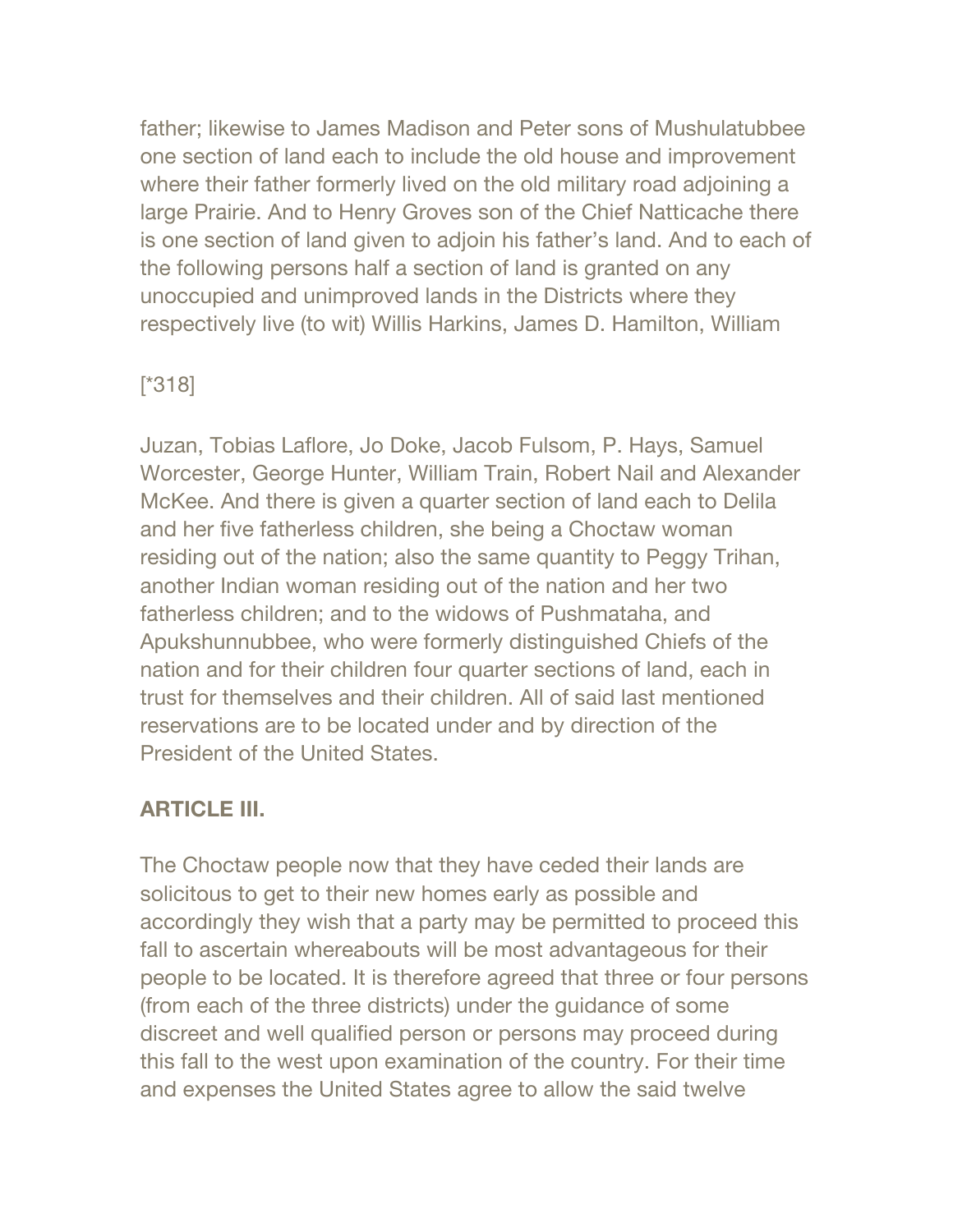father; likewise to James Madison and Peter sons of Mushulatubbee one section of land each to include the old house and improvement where their father formerly lived on the old military road adjoining a large Prairie. And to Henry Groves son of the Chief Natticache there is one section of land given to adjoin his father's land. And to each of the following persons half a section of land is granted on any unoccupied and unimproved lands in the Districts where they respectively live (to wit) Willis Harkins, James D. Hamilton, William

[*318]

Juzan, Tobias Laflore, Jo Doke, Jacob Fulsom, P. Hays, Samuel Worcester, George Hunter, William Train, Robert Nail and Alexander McKee. And there is given a quarter section of land each to Delila and her five fatherless children, she being a Choctaw woman residing out of the nation; also the same quantity to Peggy Trihan, another Indian woman residing out of the nation and her two fatherless children; and to the widows of Pushmataha, and Apukshunnubbee, who were formerly distinguished Chiefs of the nation and for their children four quarter sections of land, each in trust for themselves and their children. All of said last mentioned reservations are to be located under and by direction of the President of the United States.

**ARTICLE III.**

The Choctaw people now that they have ceded their lands are solicitous to get to their new homes early as possible and accordingly they wish that a party may be permitted to proceed this fall to ascertain whereabouts will be most advantageous for their people to be located. It is therefore agreed that three or four persons (from each of the three districts) under the guidance of some discreet and well qualified person or persons may proceed during this fall to the west upon examination of the country. For their time and expenses the United States agree to allow the said twelve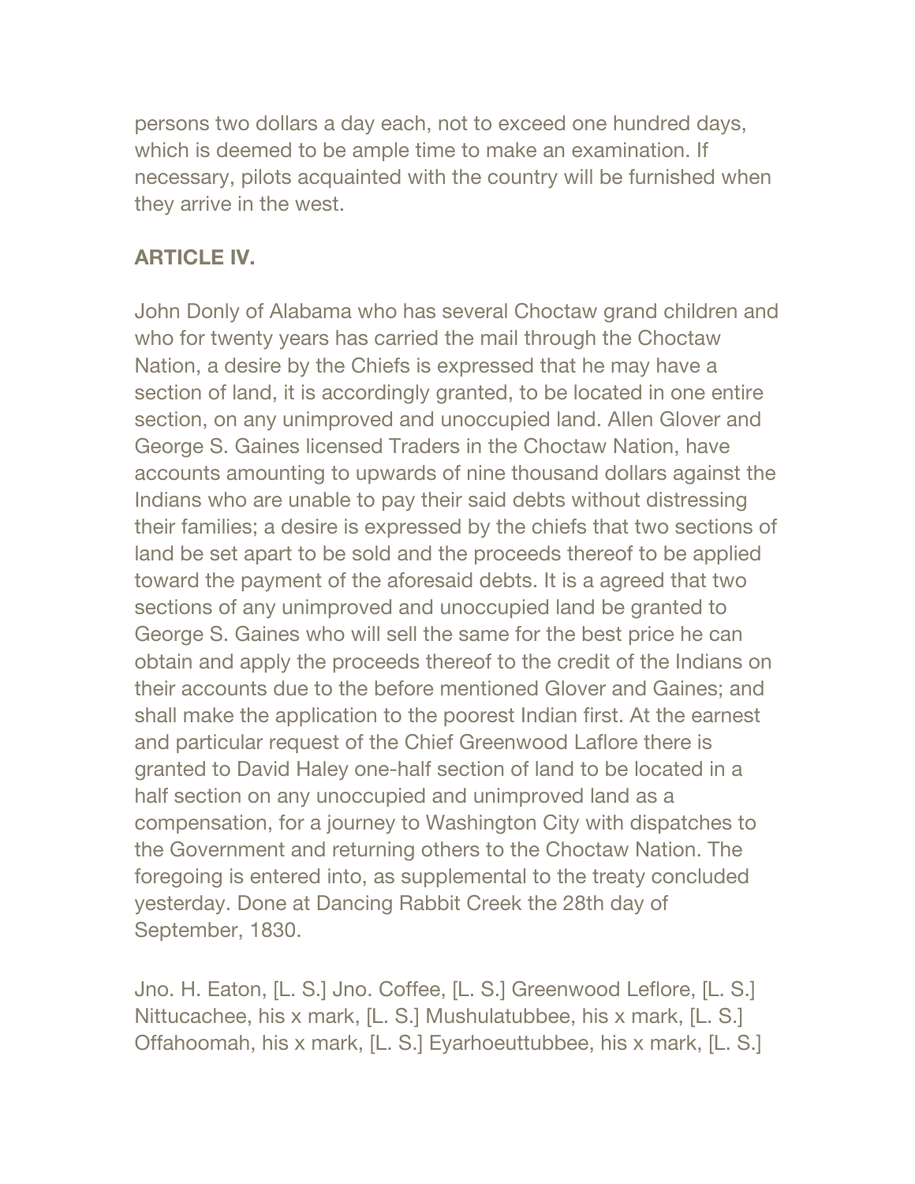persons two dollars a day each, not to exceed one hundred days, which is deemed to be ample time to make an examination. If necessary, pilots acquainted with the country will be furnished when they arrive in the west.

## ARTICLE IV.

John Donly of Alabama who has several Choctaw grand children and who for twenty years has carried the mail through the Choctaw Nation, a desire by the Chiefs is expressed that he may have a section of land, it is accordingly granted, to be located in one entire section, on any unimproved and unoccupied land. Allen Glover and George S. Gaines licensed Traders in the Choctaw Nation, have accounts amounting to upwards of nine thousand dollars against the Indians who are unable to pay their said debts without distressing their families; a desire is expressed by the chiefs that two sections of land be set apart to be sold and the proceeds thereof to be applied toward the payment of the aforesaid debts. It is a agreed that two sections of any unimproved and unoccupied land be granted to George S. Gaines who will sell the same for the best price he can obtain and apply the proceeds thereof to the credit of the Indians on their accounts due to the before mentioned Glover and Gaines; and shall make the application to the poorest Indian first. At the earnest and particular request of the Chief Greenwood Laflore there is granted to David Haley one-half section of land to be located in a half section on any unoccupied and unimproved land as a compensation, for a journey to Washington City with dispatches to the Government and returning others to the Choctaw Nation. The foregoing is entered into, as supplemental to the treaty concluded yesterday. Done at Dancing Rabbit Creek the 28th day of September, 1830.

Jno. H. Eaton, [L. S.] Jno. Coffee, [L. S.] Greenwood Leflore, [L. S.] Nittucachee, his x mark, [L. S.] Mushulatubbee, his x mark, [L. S.] Offahoomah, his x mark, [L. S.] Eyarhoeuttubbee, his x mark, [L. S.]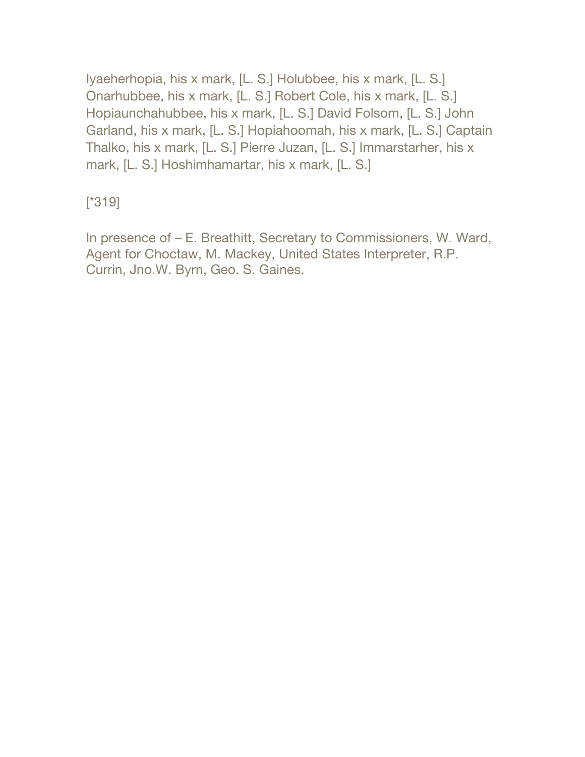Iyaeherhopia, his x mark, [L. S.] Holubbee, his x mark, [L. S.] Onarhubbee, his x mark, [L. S.] Robert Cole, his x mark, [L. S.] Hopiaunchahubbee, his x mark, [L. S.] David Folsom, [L. S.] John Garland, his x mark, [L. S.] Hopiahoomah, his x mark, [L. S.] Captain Thalko, his x mark, [L. S.] Pierre Juzan, [L. S.] Immarstarher, his x mark, [L. S.] Hoshimhamartar, his x mark, [L. S.]

[*319]

In presence of – E. Breathitt, Secretary to Commissioners, W. Ward, Agent for Choctaw, M. Mackey, United States Interpreter, R.P. Currin, Jno.W. Byrn, Geo. S. Gaines.